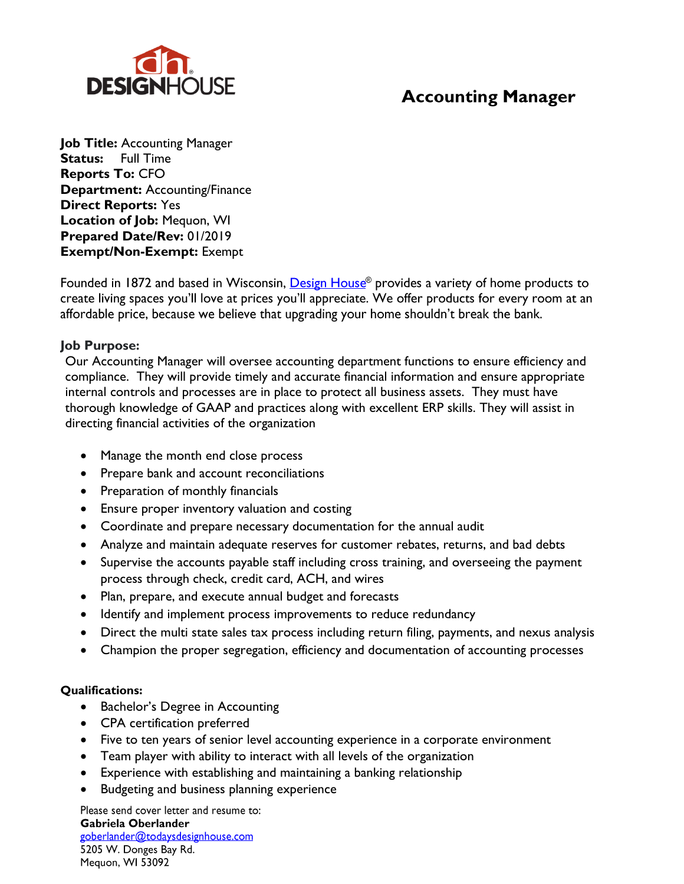DESIGNHOUSE

# Accounting Manager

**Job Title:** Accounting Manager
**Status:** Full Time
**Reports To:** CFO
**Department:** Accounting/Finance
**Direct Reports:** Yes
**Location of Job:** Mequon, WI
**Prepared Date/Rev:** 01/2019
**Exempt/Non-Exempt:** Exempt

Founded in 1872 and based in Wisconsin, Design House® provides a variety of home products to create living spaces you'll love at prices you'll appreciate. We offer products for every room at an affordable price, because we believe that upgrading your home shouldn't break the bank.

**Job Purpose:**
Our Accounting Manager will oversee accounting department functions to ensure efficiency and compliance. They will provide timely and accurate financial information and ensure appropriate internal controls and processes are in place to protect all business assets. They must have thorough knowledge of GAAP and practices along with excellent ERP skills. They will assist in directing financial activities of the organization

- Manage the month end close process
- Prepare bank and account reconciliations
- Preparation of monthly financials
- Ensure proper inventory valuation and costing
- Coordinate and prepare necessary documentation for the annual audit
- Analyze and maintain adequate reserves for customer rebates, returns, and bad debts
- Supervise the accounts payable staff including cross training, and overseeing the payment process through check, credit card, ACH, and wires
- Plan, prepare, and execute annual budget and forecasts
- Identify and implement process improvements to reduce redundancy
- Direct the multi state sales tax process including return filing, payments, and nexus analysis
- Champion the proper segregation, efficiency and documentation of accounting processes

**Qualifications:**
- Bachelor's Degree in Accounting
- CPA certification preferred
- Five to ten years of senior level accounting experience in a corporate environment
- Team player with ability to interact with all levels of the organization
- Experience with establishing and maintaining a banking relationship
- Budgeting and business planning experience

Please send cover letter and resume to:
**Gabriela Oberlander**
goberlander@todaysdesignhouse.com
5205 W. Donges Bay Rd.
Mequon, WI 53092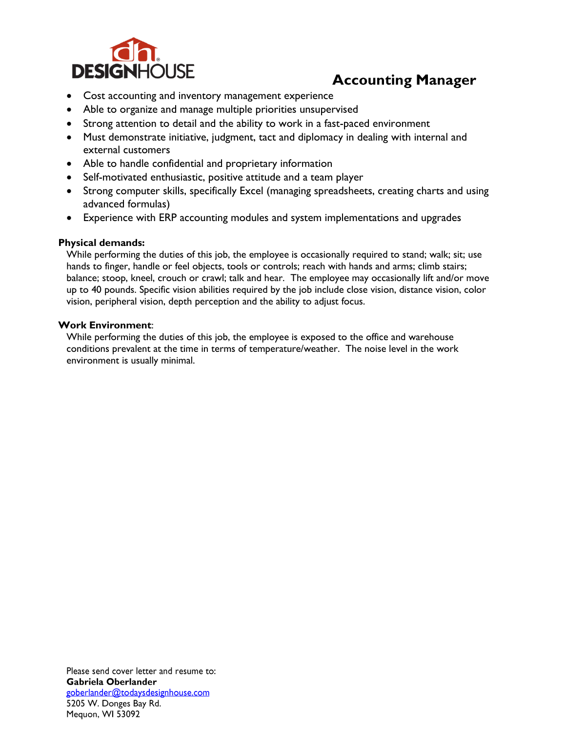# Accounting Manager

- Cost accounting and inventory management experience
- Able to organize and manage multiple priorities unsupervised
- Strong attention to detail and the ability to work in a fast-paced environment
- Must demonstrate initiative, judgment, tact and diplomacy in dealing with internal and external customers
- Able to handle confidential and proprietary information
- Self-motivated enthusiastic, positive attitude and a team player
- Strong computer skills, specifically Excel (managing spreadsheets, creating charts and using advanced formulas)
- Experience with ERP accounting modules and system implementations and upgrades

**Physical demands:**

While performing the duties of this job, the employee is occasionally required to stand; walk; sit; use hands to finger, handle or feel objects, tools or controls; reach with hands and arms; climb stairs; balance; stoop, kneel, crouch or crawl; talk and hear. The employee may occasionally lift and/or move up to 40 pounds. Specific vision abilities required by the job include close vision, distance vision, color vision, peripheral vision, depth perception and the ability to adjust focus.

**Work Environment**:

While performing the duties of this job, the employee is exposed to the office and warehouse conditions prevalent at the time in terms of temperature/weather. The noise level in the work environment is usually minimal.

Please send cover letter and resume to:
**Gabriela Oberlander**
goberlander@todaysdesignhouse.com
5205 W. Donges Bay Rd.
Mequon, WI 53092